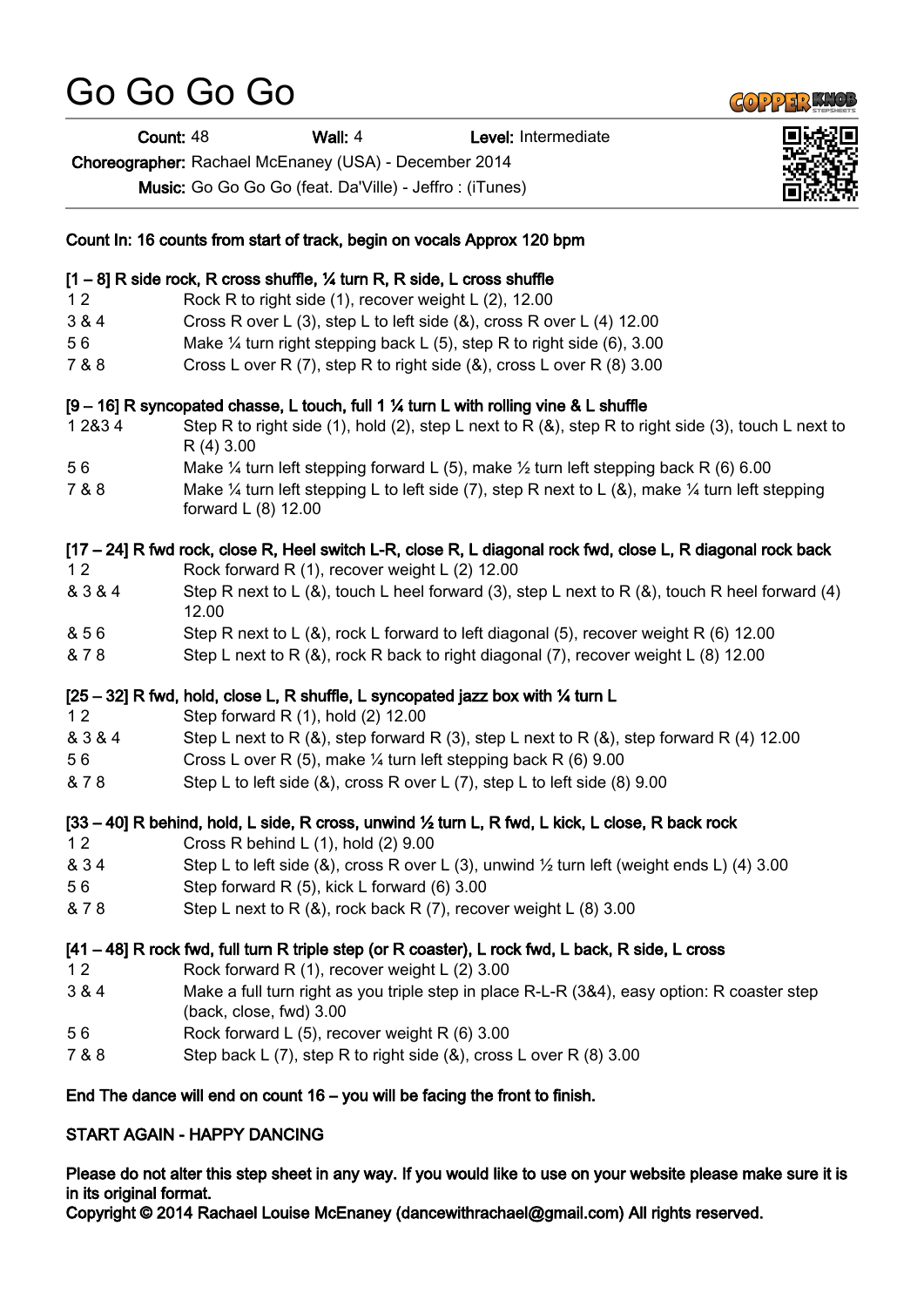# Go Go Go Go

**Count:** 48 **Wall:** 4 **Level:** Intermediate

**Choreographer:** Rachael McEnaney (USA) - December 2014

**Music:** Go Go Go Go (feat. Da'Ville) - Jeffro : (iTunes)

**Count In: 16 counts from start of track, begin on vocals Approx 120 bpm**

**[1 – 8] R side rock, R cross shuffle, ¼ turn R, R side, L cross shuffle**

| | |
|---|---|
| 1 2 | Rock R to right side (1), recover weight L (2), 12.00 |
| 3 & 4 | Cross R over L (3), step L to left side (&), cross R over L (4) 12.00 |
| 5 6 | Make ¼ turn right stepping back L (5), step R to right side (6), 3.00 |
| 7 & 8 | Cross L over R (7), step R to right side (&), cross L over R (8) 3.00 |

**[9 – 16] R syncopated chasse, L touch, full 1 ¼ turn L with rolling vine & L shuffle**

| | |
|---|---|
| 1 2&3 4 | Step R to right side (1), hold (2), step L next to R (&), step R to right side (3), touch L next to R (4) 3.00 |
| 5 6 | Make ¼ turn left stepping forward L (5), make ½ turn left stepping back R (6) 6.00 |
| 7 & 8 | Make ¼ turn left stepping L to left side (7), step R next to L (&), make ¼ turn left stepping forward L (8) 12.00 |

**[17 – 24] R fwd rock, close R, Heel switch L-R, close R, L diagonal rock fwd, close L, R diagonal rock back**

| | |
|---|---|
| 1 2 | Rock forward R (1), recover weight L (2) 12.00 |
| & 3 & 4 | Step R next to L (&), touch L heel forward (3), step L next to R (&), touch R heel forward (4) 12.00 |
| & 5 6 | Step R next to L (&), rock L forward to left diagonal (5), recover weight R (6) 12.00 |
| & 7 8 | Step L next to R (&), rock R back to right diagonal (7), recover weight L (8) 12.00 |

**[25 – 32] R fwd, hold, close L, R shuffle, L syncopated jazz box with ¼ turn L**

| | |
|---|---|
| 1 2 | Step forward R (1), hold (2) 12.00 |
| & 3 & 4 | Step L next to R (&), step forward R (3), step L next to R (&), step forward R (4) 12.00 |
| 5 6 | Cross L over R (5), make ¼ turn left stepping back R (6) 9.00 |
| & 7 8 | Step L to left side (&), cross R over L (7), step L to left side (8) 9.00 |

**[33 – 40] R behind, hold, L side, R cross, unwind ½ turn L, R fwd, L kick, L close, R back rock**

| | |
|---|---|
| 1 2 | Cross R behind L (1), hold (2) 9.00 |
| & 3 4 | Step L to left side (&), cross R over L (3), unwind ½ turn left (weight ends L) (4) 3.00 |
| 5 6 | Step forward R (5), kick L forward (6) 3.00 |
| & 7 8 | Step L next to R (&), rock back R (7), recover weight L (8) 3.00 |

**[41 – 48] R rock fwd, full turn R triple step (or R coaster), L rock fwd, L back, R side, L cross**

| | |
|---|---|
| 1 2 | Rock forward R (1), recover weight L (2) 3.00 |
| 3 & 4 | Make a full turn right as you triple step in place R-L-R (3&4), easy option: R coaster step (back, close, fwd) 3.00 |
| 5 6 | Rock forward L (5), recover weight R (6) 3.00 |
| 7 & 8 | Step back L (7), step R to right side (&), cross L over R (8) 3.00 |

**End The dance will end on count 16 – you will be facing the front to finish.**

**START AGAIN - HAPPY DANCING**

**Please do not alter this step sheet in any way. If you would like to use on your website please make sure it is in its original format.**

**Copyright © 2014 Rachael Louise McEnaney (dancewithrachael@gmail.com) All rights reserved.**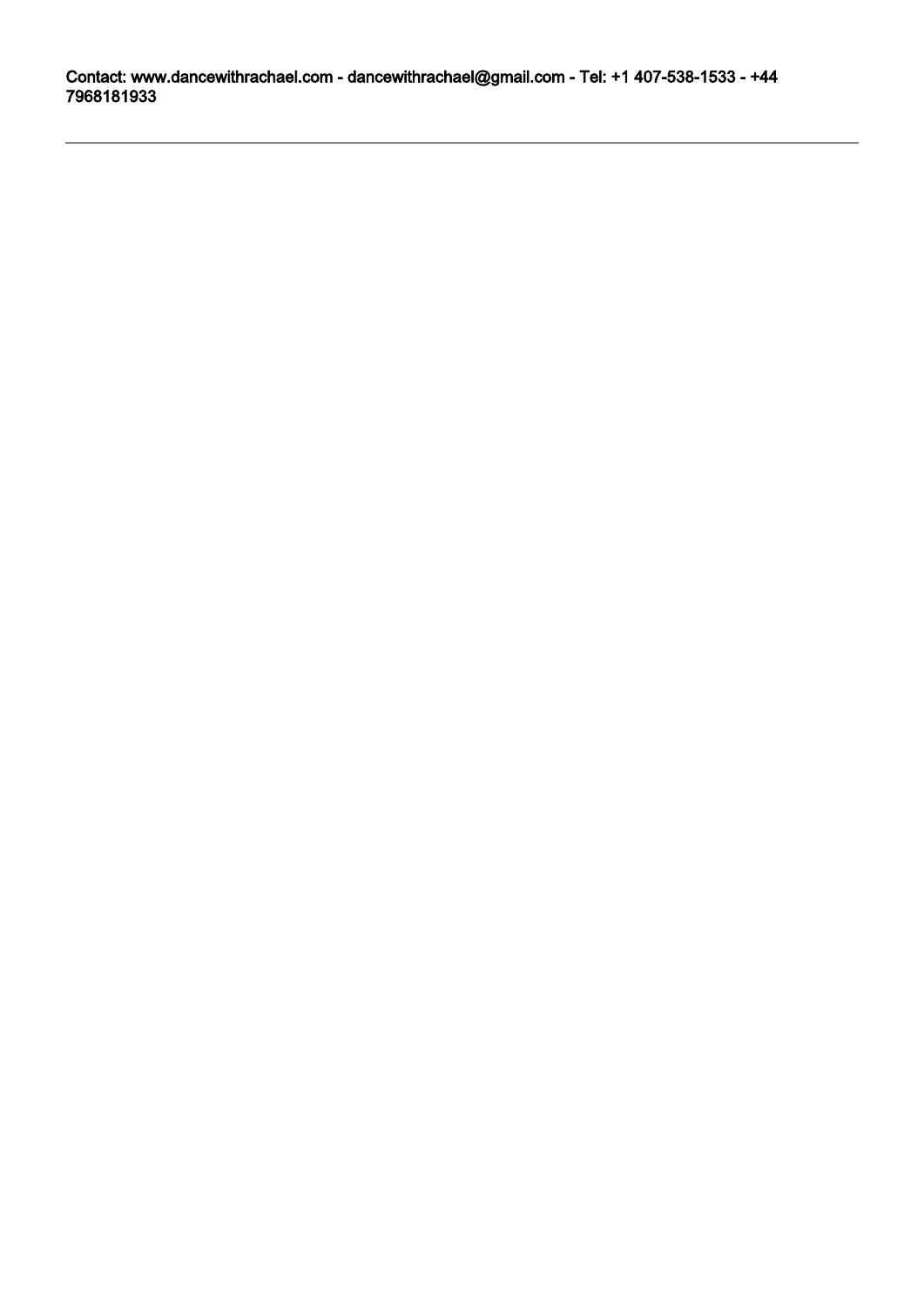Contact: www.dancewithrachael.com - dancewithrachael@gmail.com - Tel: +1 407-538-1533 - +44 7968181933

---